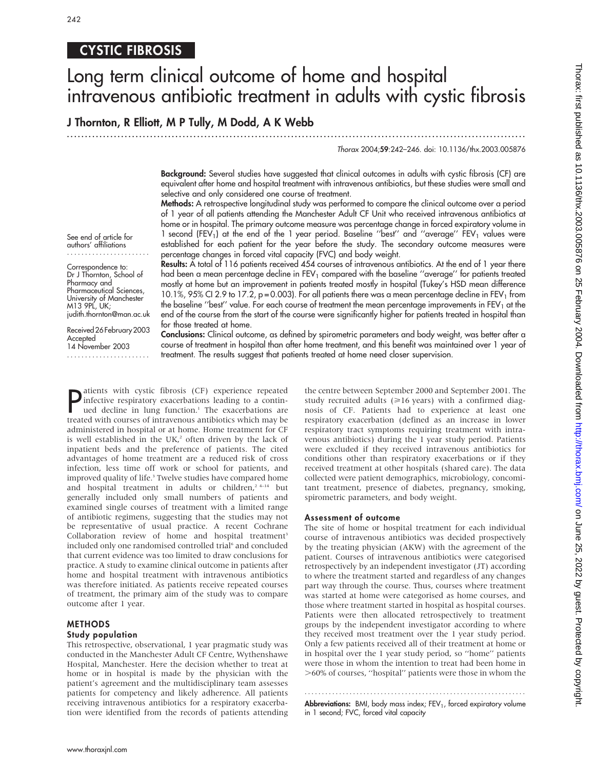CYSTIC FIBROSIS

# Long term clinical outcome of home and hospital intravenous antibiotic treatment in adults with cystic fibrosis

**J Thornton, R Elliott, M P Tully, M Dodd, A K Webb**

*Thorax* 2004;**59**:242–246. doi: 10.1136/thx.2003.005876

See end of article for authors' affiliations

Correspondence to: Dr J Thornton, School of Pharmacy and Pharmaceutical Sciences, University of Manchester M13 9PL, UK; judith.thornton@man.ac.uk

Received 26 February 2003
Accepted 14 November 2003

**Background:** Several studies have suggested that clinical outcomes in adults with cystic fibrosis (CF) are equivalent after home and hospital treatment with intravenous antibiotics, but these studies were small and selective and only considered one course of treatment.

**Methods:** A retrospective longitudinal study was performed to compare the clinical outcome over a period of 1 year of all patients attending the Manchester Adult CF Unit who received intravenous antibiotics at home or in hospital. The primary outcome measure was percentage change in forced expiratory volume in 1 second ($FEV_1$) at the end of the 1 year period. Baseline "best" and "average" $FEV_1$ values were established for each patient for the year before the study. The secondary outcome measures were percentage changes in forced vital capacity (FVC) and body weight.

**Results:** A total of 116 patients received 454 courses of intravenous antibiotics. At the end of 1 year there had been a mean percentage decline in $FEV_1$ compared with the baseline "average" for patients treated mostly at home but an improvement in patients treated mostly in hospital (Tukey's HSD mean difference 10.1%, 95% CI 2.9 to 17.2, $p = 0.003$). For all patients there was a mean percentage decline in $FEV_1$ from the baseline "best" value. For each course of treatment the mean percentage improvements in $FEV_1$ at the end of the course from the start of the course were significantly higher for patients treated in hospital than for those treated at home.

**Conclusions:** Clinical outcome, as defined by spirometric parameters and body weight, was better after a course of treatment in hospital than after home treatment, and this benefit was maintained over 1 year of treatment. The results suggest that patients treated at home need closer supervision.

Patients with cystic fibrosis (CF) experience repeated infective respiratory exacerbations leading to a continued decline in lung function.[1] The exacerbations are treated with courses of intravenous antibiotics which may be administered in hospital or at home. Home treatment for CF is well established in the UK,[2] often driven by the lack of inpatient beds and the preference of patients. The cited advantages of home treatment are a reduced risk of cross infection, less time off work or school for patients, and improved quality of life.[3] Twelve studies have compared home and hospital treatment in adults or children,[2 4–14] but generally included only small numbers of patients and examined single courses of treatment with a limited range of antibiotic regimens, suggesting that the studies may not be representative of usual practice. A recent Cochrane Collaboration review of home and hospital treatment[3] included only one randomised controlled trial[6] and concluded that current evidence was too limited to draw conclusions for practice. A study to examine clinical outcome in patients after home and hospital treatment with intravenous antibiotics was therefore initiated. As patients receive repeated courses of treatment, the primary aim of the study was to compare outcome after 1 year.

## METHODS

### Study population

This retrospective, observational, 1 year pragmatic study was conducted in the Manchester Adult CF Centre, Wythenshawe Hospital, Manchester. Here the decision whether to treat at home or in hospital is made by the physician with the patient's agreement and the multidisciplinary team assesses patients for competency and likely adherence. All patients receiving intravenous antibiotics for a respiratory exacerbation were identified from the records of patients attending the centre between September 2000 and September 2001. The study recruited adults (≥16 years) with a confirmed diagnosis of CF. Patients had to experience at least one respiratory exacerbation (defined as an increase in lower respiratory tract symptoms requiring treatment with intravenous antibiotics) during the 1 year study period. Patients were excluded if they received intravenous antibiotics for conditions other than respiratory exacerbations or if they received treatment at other hospitals (shared care). The data collected were patient demographics, microbiology, concomitant treatment, presence of diabetes, pregnancy, smoking, spirometric parameters, and body weight.

### Assessment of outcome

The site of home or hospital treatment for each individual course of intravenous antibiotics was decided prospectively by the treating physician (AKW) with the agreement of the patient. Courses of intravenous antibiotics were categorised retrospectively by an independent investigator (JT) according to where the treatment started and regardless of any changes part way through the course. Thus, courses where treatment was started at home were categorised as home courses, and those where treatment started in hospital as hospital courses. Patients were then allocated retrospectively to treatment groups by the independent investigator according to where they received most treatment over the 1 year study period. Only a few patients received all of their treatment at home or in hospital over the 1 year study period, so "home" patients were those in whom the intention to treat had been home in >60% of courses, "hospital" patients were those in whom the

**Abbreviations:** BMI, body mass index; $FEV_1$, forced expiratory volume in 1 second; FVC, forced vital capacity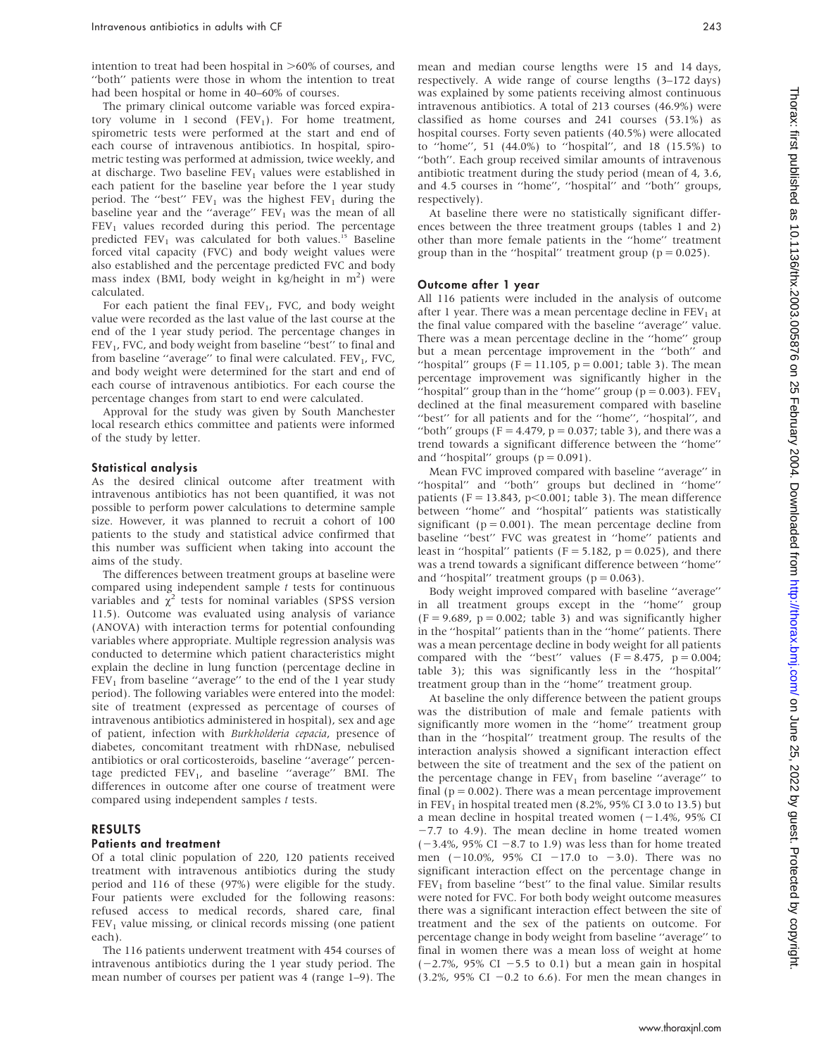intention to treat had been hospital in >60% of courses, and "both" patients were those in whom the intention to treat had been hospital or home in 40–60% of courses.

The primary clinical outcome variable was forced expiratory volume in 1 second ($FEV_1$). For home treatment, spirometric tests were performed at the start and end of each course of intravenous antibiotics. In hospital, spirometric testing was performed at admission, twice weekly, and at discharge. Two baseline $FEV_1$ values were established in each patient for the baseline year before the 1 year study period. The "best" $FEV_1$ was the highest $FEV_1$ during the baseline year and the "average" $FEV_1$ was the mean of all $FEV_1$ values recorded during this period. The percentage predicted $FEV_1$ was calculated for both values.[15] Baseline forced vital capacity (FVC) and body weight values were also established and the percentage predicted FVC and body mass index (BMI, body weight in kg/height in $m^2$) were calculated.

For each patient the final $FEV_1$, FVC, and body weight value were recorded as the last value of the last course at the end of the 1 year study period. The percentage changes in $FEV_1$, FVC, and body weight from baseline "best" to final and from baseline "average" to final were calculated. $FEV_1$, FVC, and body weight were determined for the start and end of each course of intravenous antibiotics. For each course the percentage changes from start to end were calculated.

Approval for the study was given by South Manchester local research ethics committee and patients were informed of the study by letter.

### Statistical analysis

As the desired clinical outcome after treatment with intravenous antibiotics has not been quantified, it was not possible to perform power calculations to determine sample size. However, it was planned to recruit a cohort of 100 patients to the study and statistical advice confirmed that this number was sufficient when taking into account the aims of the study.

The differences between treatment groups at baseline were compared using independent sample *t* tests for continuous variables and $\chi^2$ tests for nominal variables (SPSS version 11.5). Outcome was evaluated using analysis of variance (ANOVA) with interaction terms for potential confounding variables where appropriate. Multiple regression analysis was conducted to determine which patient characteristics might explain the decline in lung function (percentage decline in $FEV_1$ from baseline "average" to the end of the 1 year study period). The following variables were entered into the model: site of treatment (expressed as percentage of courses of intravenous antibiotics administered in hospital), sex and age of patient, infection with *Burkholderia cepacia*, presence of diabetes, concomitant treatment with rhDNase, nebulised antibiotics or oral corticosteroids, baseline "average" percentage predicted $FEV_1$, and baseline "average" BMI. The differences in outcome after one course of treatment were compared using independent samples *t* tests.

## RESULTS

### Patients and treatment

Of a total clinic population of 220, 120 patients received treatment with intravenous antibiotics during the study period and 116 of these (97%) were eligible for the study. Four patients were excluded for the following reasons: refused access to medical records, shared care, final $FEV_1$ value missing, or clinical records missing (one patient each).

The 116 patients underwent treatment with 454 courses of intravenous antibiotics during the 1 year study period. The mean number of courses per patient was 4 (range 1–9). The mean and median course lengths were 15 and 14 days, respectively. A wide range of course lengths (3–172 days) was explained by some patients receiving almost continuous intravenous antibiotics. A total of 213 courses (46.9%) were classified as home courses and 241 courses (53.1%) as hospital courses. Forty seven patients (40.5%) were allocated to "home", 51 (44.0%) to "hospital", and 18 (15.5%) to "both". Each group received similar amounts of intravenous antibiotic treatment during the study period (mean of 4, 3.6, and 4.5 courses in "home", "hospital" and "both" groups, respectively).

At baseline there were no statistically significant differences between the three treatment groups (tables 1 and 2) other than more female patients in the "home" treatment group than in the "hospital" treatment group ($p = 0.025$).

### Outcome after 1 year

All 116 patients were included in the analysis of outcome after 1 year. There was a mean percentage decline in $FEV_1$ at the final value compared with the baseline "average" value. There was a mean percentage decline in the "home" group but a mean percentage improvement in the "both" and "hospital" groups ($F = 11.105$, $p = 0.001$; table 3). The mean percentage improvement was significantly higher in the "hospital" group than in the "home" group ($p = 0.003$). $FEV_1$ declined at the final measurement compared with baseline "best" for all patients and for the "home", "hospital", and "both" groups ($F = 4.479$, $p = 0.037$; table 3), and there was a trend towards a significant difference between the "home" and "hospital" groups ($p = 0.091$).

Mean FVC improved compared with baseline "average" in "hospital" and "both" groups but declined in "home" patients ($F = 13.843$, $p < 0.001$; table 3). The mean difference between "home" and "hospital" patients was statistically significant ($p = 0.001$). The mean percentage decline from baseline "best" FVC was greatest in "home" patients and least in "hospital" patients ($F = 5.182$, $p = 0.025$), and there was a trend towards a significant difference between "home" and "hospital" treatment groups ($p = 0.063$).

Body weight improved compared with baseline "average" in all treatment groups except in the "home" group ($F = 9.689$, $p = 0.002$; table 3) and was significantly higher in the "hospital" patients than in the "home" patients. There was a mean percentage decline in body weight for all patients compared with the "best" values ($F = 8.475$, $p = 0.004$; table 3); this was significantly less in the "hospital" treatment group than in the "home" treatment group.

At baseline the only difference between the patient groups was the distribution of male and female patients with significantly more women in the "home" treatment group than in the "hospital" treatment group. The results of the interaction analysis showed a significant interaction effect between the site of treatment and the sex of the patient on the percentage change in $FEV_1$ from baseline "average" to final ($p = 0.002$). There was a mean percentage improvement in $FEV_1$ in hospital treated men (8.2%, 95% CI 3.0 to 13.5) but a mean decline in hospital treated women (−1.4%, 95% CI −7.7 to 4.9). The mean decline in home treated women (−3.4%, 95% CI −8.7 to 1.9) was less than for home treated men (−10.0%, 95% CI −17.0 to −3.0). There was no significant interaction effect on the percentage change in $FEV_1$ from baseline "best" to the final value. Similar results were noted for FVC. For both body weight outcome measures there was a significant interaction effect between the site of treatment and the sex of the patients on outcome. For percentage change in body weight from baseline "average" to final in women there was a mean loss of weight at home (−2.7%, 95% CI −5.5 to 0.1) but a mean gain in hospital (3.2%, 95% CI −0.2 to 6.6). For men the mean changes in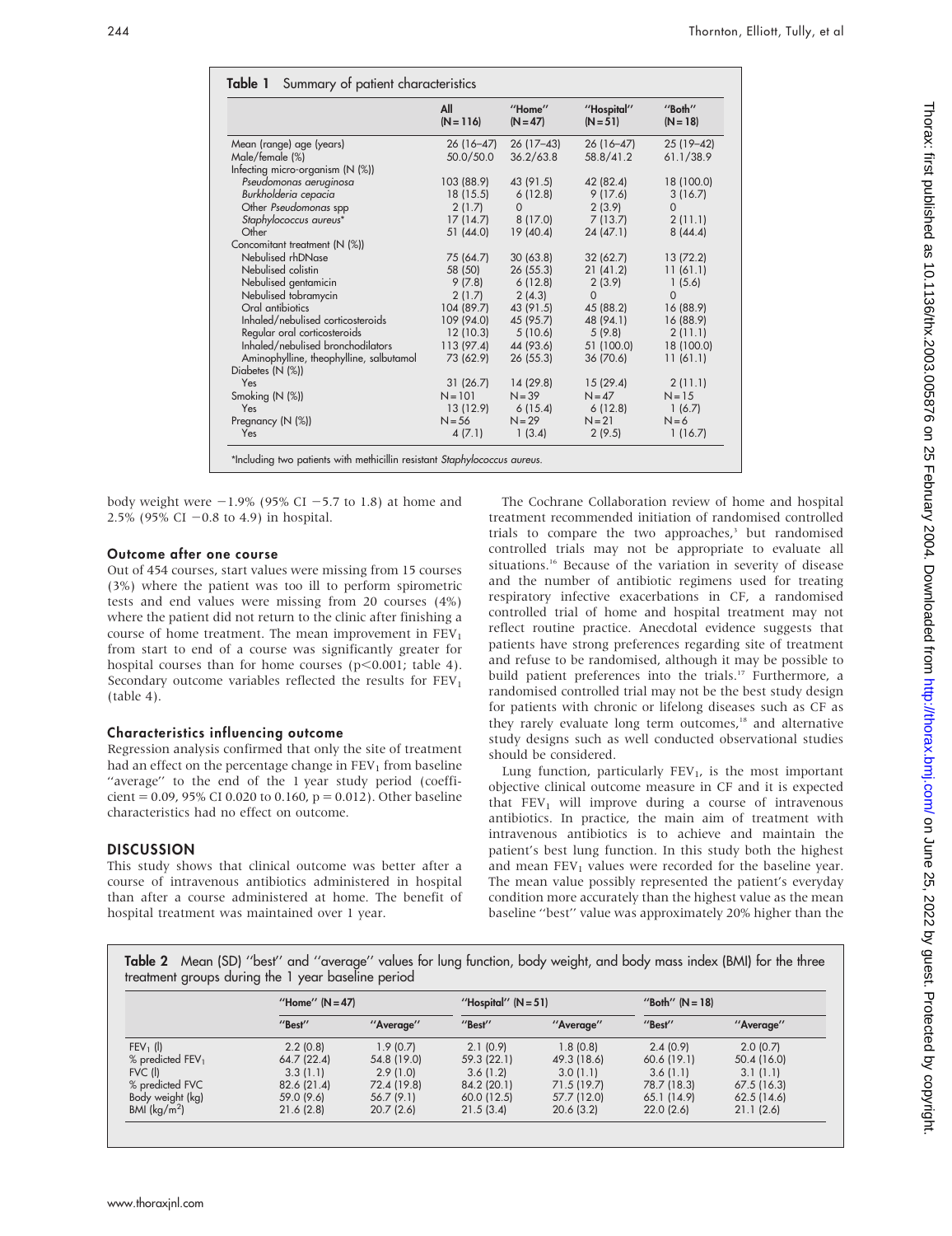**Table 1** Summary of patient characteristics

| | All (N = 116) | "Home" (N = 47) | "Hospital" (N = 51) | "Both" (N = 18) |
|---|---|---|---|---|
| Mean (range) age (years) | 26 (16–47) | 26 (17–43) | 26 (16–47) | 25 (19–42) |
| Male/female (%) | 50.0/50.0 | 36.2/63.8 | 58.8/41.2 | 61.1/38.9 |
| Infecting micro-organism (N (%)) | | | | |
| *Pseudomonas aeruginosa* | 103 (88.9) | 43 (91.5) | 42 (82.4) | 18 (100.0) |
| *Burkholderia cepacia* | 18 (15.5) | 6 (12.8) | 9 (17.6) | 3 (16.7) |
| Other *Pseudomonas* spp | 2 (1.7) | 0 | 2 (3.9) | 0 |
| *Staphylococcus aureus** | 17 (14.7) | 8 (17.0) | 7 (13.7) | 2 (11.1) |
| Other | 51 (44.0) | 19 (40.4) | 24 (47.1) | 8 (44.4) |
| Concomitant treatment (N (%)) | | | | |
| Nebulised rhDNase | 75 (64.7) | 30 (63.8) | 32 (62.7) | 13 (72.2) |
| Nebulised colistin | 58 (50) | 26 (55.3) | 21 (41.2) | 11 (61.1) |
| Nebulised gentamicin | 9 (7.8) | 6 (12.8) | 2 (3.9) | 1 (5.6) |
| Nebulised tobramycin | 2 (1.7) | 2 (4.3) | 0 | 0 |
| Oral antibiotics | 104 (89.7) | 43 (91.5) | 45 (88.2) | 16 (88.9) |
| Inhaled/nebulised corticosteroids | 109 (94.0) | 45 (95.7) | 48 (94.1) | 16 (88.9) |
| Regular oral corticosteroids | 12 (10.3) | 5 (10.6) | 5 (9.8) | 2 (11.1) |
| Inhaled/nebulised bronchodilators | 113 (97.4) | 44 (93.6) | 51 (100.0) | 18 (100.0) |
| Aminophylline, theophylline, salbutamol | 73 (62.9) | 26 (55.3) | 36 (70.6) | 11 (61.1) |
| Diabetes (N (%)) | | | | |
| Yes | 31 (26.7) | 14 (29.8) | 15 (29.4) | 2 (11.1) |
| Smoking (N (%)) | N = 101 | N = 39 | N = 47 | N = 15 |
| Yes | 13 (12.9) | 6 (15.4) | 6 (12.8) | 1 (6.7) |
| Pregnancy (N (%)) | N = 56 | N = 29 | N = 21 | N = 6 |
| Yes | 4 (7.1) | 1 (3.4) | 2 (9.5) | 1 (16.7) |

*Including two patients with methicillin resistant *Staphylococcus aureus*.

body weight were −1.9% (95% CI −5.7 to 1.8) at home and 2.5% (95% CI −0.8 to 4.9) in hospital.

### Outcome after one course

Out of 454 courses, start values were missing from 15 courses (3%) where the patient was too ill to perform spirometric tests and end values were missing from 20 courses (4%) where the patient did not return to the clinic after finishing a course of home treatment. The mean improvement in $FEV_1$ from start to end of a course was significantly greater for hospital courses than for home courses ($p<0.001$; table 4). Secondary outcome variables reflected the results for $FEV_1$ (table 4).

### Characteristics influencing outcome

Regression analysis confirmed that only the site of treatment had an effect on the percentage change in $FEV_1$ from baseline "average" to the end of the 1 year study period (coefficient = 0.09, 95% CI 0.020 to 0.160, p = 0.012). Other baseline characteristics had no effect on outcome.

## DISCUSSION

This study shows that clinical outcome was better after a course of intravenous antibiotics administered in hospital than after a course administered at home. The benefit of hospital treatment was maintained over 1 year.

The Cochrane Collaboration review of home and hospital treatment recommended initiation of randomised controlled trials to compare the two approaches,[3] but randomised controlled trials may not be appropriate to evaluate all situations.[16] Because of the variation in severity of disease and the number of antibiotic regimens used for treating respiratory infective exacerbations in CF, a randomised controlled trial of home and hospital treatment may not reflect routine practice. Anecdotal evidence suggests that patients have strong preferences regarding site of treatment and refuse to be randomised, although it may be possible to build patient preferences into the trials.[17] Furthermore, a randomised controlled trial may not be the best study design for patients with chronic or lifelong diseases such as CF as they rarely evaluate long term outcomes,[18] and alternative study designs such as well conducted observational studies should be considered.

Lung function, particularly $FEV_1$, is the most important objective clinical outcome measure in CF and it is expected that $FEV_1$ will improve during a course of intravenous antibiotics. In practice, the main aim of treatment with intravenous antibiotics is to achieve and maintain the patient's best lung function. In this study both the highest and mean $FEV_1$ values were recorded for the baseline year. The mean value possibly represented the patient's everyday condition more accurately than the highest value as the mean baseline "best" value was approximately 20% higher than the

**Table 2** Mean (SD) "best" and "average" values for lung function, body weight, and body mass index (BMI) for the three treatment groups during the 1 year baseline period

| | "Home" (N = 47) | | "Hospital" (N = 51) | | "Both" (N = 18) | |
|---|---|---|---|---|---|---|
| | "Best" | "Average" | "Best" | "Average" | "Best" | "Average" |
| $FEV_1$ (l) | 2.2 (0.8) | 1.9 (0.7) | 2.1 (0.9) | 1.8 (0.8) | 2.4 (0.9) | 2.0 (0.7) |
| % predicted $FEV_1$ | 64.7 (22.4) | 54.8 (19.0) | 59.3 (22.1) | 49.3 (18.6) | 60.6 (19.1) | 50.4 (16.0) |
| FVC (l) | 3.3 (1.1) | 2.9 (1.0) | 3.6 (1.2) | 3.0 (1.1) | 3.6 (1.1) | 3.1 (1.1) |
| % predicted FVC | 82.6 (21.4) | 72.4 (19.8) | 84.2 (20.1) | 71.5 (19.7) | 78.7 (18.3) | 67.5 (16.3) |
| Body weight (kg) | 59.0 (9.6) | 56.7 (9.1) | 60.0 (12.5) | 57.7 (12.0) | 65.1 (14.9) | 62.5 (14.6) |
| BMI ($kg/m^2$) | 21.6 (2.8) | 20.7 (2.6) | 21.5 (3.4) | 20.6 (3.2) | 22.0 (2.6) | 21.1 (2.6) |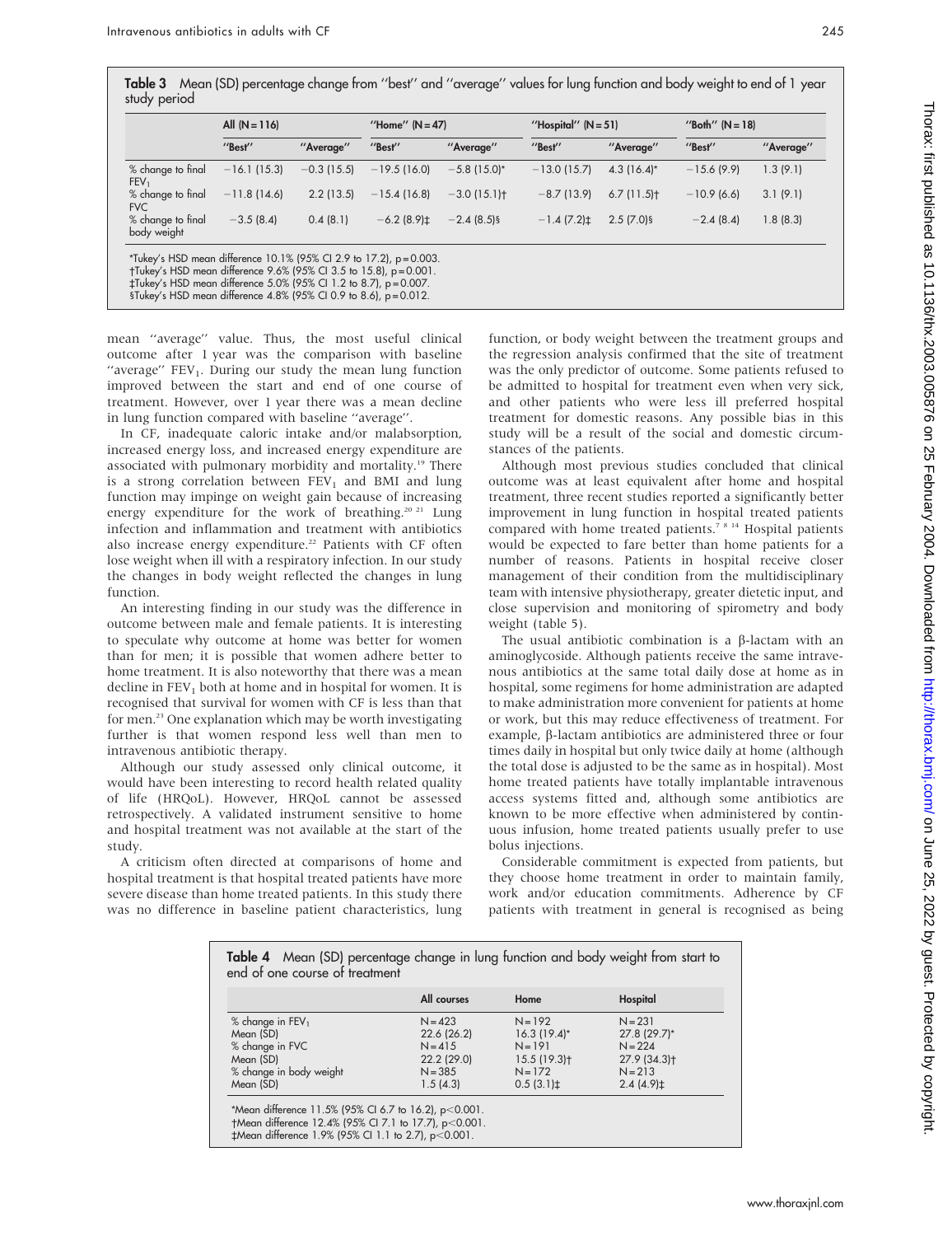**Table 3** Mean (SD) percentage change from ''best'' and ''average'' values for lung function and body weight to end of 1 year study period

| | All (N = 116) | | ''Home'' (N = 47) | | ''Hospital'' (N = 51) | | ''Both'' (N = 18) | |
|---|---|---|---|---|---|---|---|---|
| | ''Best'' | ''Average'' | ''Best'' | ''Average'' | ''Best'' | ''Average'' | ''Best'' | ''Average'' |
| % change to final $FEV_1$ | −16.1 (15.3) | −0.3 (15.5) | −19.5 (16.0) | −5.8 (15.0)* | −13.0 (15.7) | 4.3 (16.4)* | −15.6 (9.9) | 1.3 (9.1) |
| % change to final FVC | −11.8 (14.6) | 2.2 (13.5) | −15.4 (16.8) | −3.0 (15.1)† | −8.7 (13.9) | 6.7 (11.5)† | −10.9 (6.6) | 3.1 (9.1) |
| % change to final body weight | −3.5 (8.4) | 0.4 (8.1) | −6.2 (8.9)‡ | −2.4 (8.5)§ | −1.4 (7.2)‡ | 2.5 (7.0)§ | −2.4 (8.4) | 1.8 (8.3) |

*Tukey's HSD mean difference 10.1% (95% CI 2.9 to 17.2), p = 0.003.
†Tukey's HSD mean difference 9.6% (95% CI 3.5 to 15.8), p = 0.001.
‡Tukey's HSD mean difference 5.0% (95% CI 1.2 to 8.7), p = 0.007.
§Tukey's HSD mean difference 4.8% (95% CI 0.9 to 8.6), p = 0.012.

mean ''average'' value. Thus, the most useful clinical outcome after 1 year was the comparison with baseline ''average'' $FEV_1$. During our study the mean lung function improved between the start and end of one course of treatment. However, over 1 year there was a mean decline in lung function compared with baseline ''average''.

In CF, inadequate caloric intake and/or malabsorption, increased energy loss, and increased energy expenditure are associated with pulmonary morbidity and mortality.[19] There is a strong correlation between $FEV_1$ and BMI and lung function may impinge on weight gain because of increasing energy expenditure for the work of breathing.[20 21] Lung infection and inflammation and treatment with antibiotics also increase energy expenditure.[22] Patients with CF often lose weight when ill with a respiratory infection. In our study the changes in body weight reflected the changes in lung function.

An interesting finding in our study was the difference in outcome between male and female patients. It is interesting to speculate why outcome at home was better for women than for men; it is possible that women adhere better to home treatment. It is also noteworthy that there was a mean decline in $FEV_1$ both at home and in hospital for women. It is recognised that survival for women with CF is less than that for men.[23] One explanation which may be worth investigating further is that women respond less well than men to intravenous antibiotic therapy.

Although our study assessed only clinical outcome, it would have been interesting to record health related quality of life (HRQoL). However, HRQoL cannot be assessed retrospectively. A validated instrument sensitive to home and hospital treatment was not available at the start of the study.

A criticism often directed at comparisons of home and hospital treatment is that hospital treated patients have more severe disease than home treated patients. In this study there was no difference in baseline patient characteristics, lung function, or body weight between the treatment groups and the regression analysis confirmed that the site of treatment was the only predictor of outcome. Some patients refused to be admitted to hospital for treatment even when very sick, and other patients who were less ill preferred hospital treatment for domestic reasons. Any possible bias in this study will be a result of the social and domestic circumstances of the patients.

Although most previous studies concluded that clinical outcome was at least equivalent after home and hospital treatment, three recent studies reported a significantly better improvement in lung function in hospital treated patients compared with home treated patients.[7 8 14] Hospital patients would be expected to fare better than home patients for a number of reasons. Patients in hospital receive closer management of their condition from the multidisciplinary team with intensive physiotherapy, greater dietetic input, and close supervision and monitoring of spirometry and body weight (table 5).

The usual antibiotic combination is a β-lactam with an aminoglycoside. Although patients receive the same intravenous antibiotics at the same total daily dose at home as in hospital, some regimens for home administration are adapted to make administration more convenient for patients at home or work, but this may reduce effectiveness of treatment. For example, β-lactam antibiotics are administered three or four times daily in hospital but only twice daily at home (although the total dose is adjusted to be the same as in hospital). Most home treated patients have totally implantable intravenous access systems fitted and, although some antibiotics are known to be more effective when administered by continuous infusion, home treated patients usually prefer to use bolus injections.

Considerable commitment is expected from patients, but they choose home treatment in order to maintain family, work and/or education commitments. Adherence by CF patients with treatment in general is recognised as being

**Table 4** Mean (SD) percentage change in lung function and body weight from start to end of one course of treatment

| | All courses | Home | Hospital |
|---|---|---|---|
| % change in $FEV_1$ | N = 423 | N = 192 | N = 231 |
| Mean (SD) | 22.6 (26.2) | 16.3 (19.4)* | 27.8 (29.7)* |
| % change in FVC | N = 415 | N = 191 | N = 224 |
| Mean (SD) | 22.2 (29.0) | 15.5 (19.3)† | 27.9 (34.3)† |
| % change in body weight | N = 385 | N = 172 | N = 213 |
| Mean (SD) | 1.5 (4.3) | 0.5 (3.1)‡ | 2.4 (4.9)‡ |

*Mean difference 11.5% (95% CI 6.7 to 16.2), $p<0.001$.
†Mean difference 12.4% (95% CI 7.1 to 17.7), $p<0.001$.
‡Mean difference 1.9% (95% CI 1.1 to 2.7), $p<0.001$.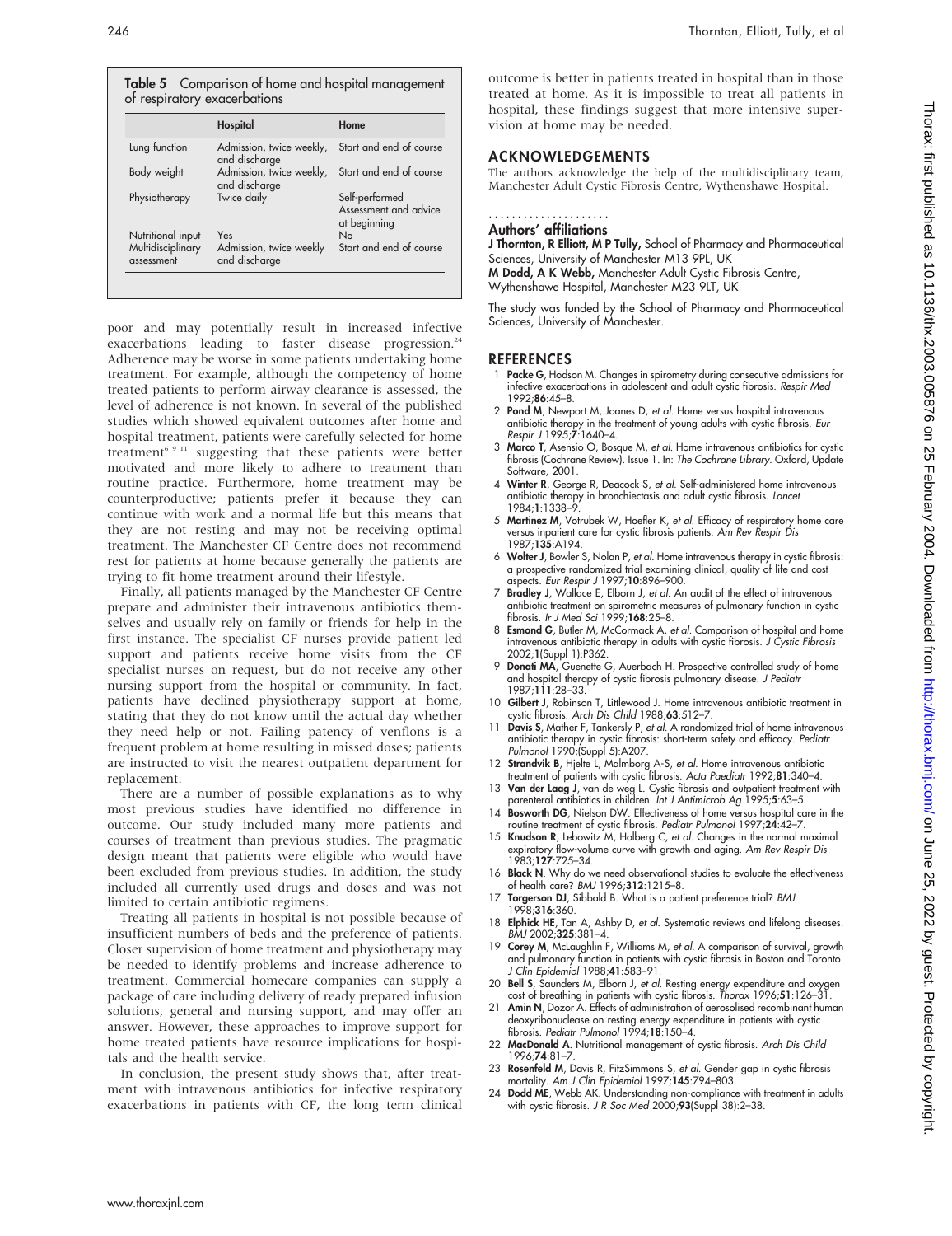**Table 5** Comparison of home and hospital management of respiratory exacerbations

| | Hospital | Home |
|---|---|---|
| Lung function | Admission, twice weekly, and discharge | Start and end of course |
| Body weight | Admission, twice weekly, and discharge | Start and end of course |
| Physiotherapy | Twice daily | Self-performed Assessment and advice at beginning |
| Nutritional input | Yes | No |
| Multidisciplinary assessment | Admission, twice weekly and discharge | Start and end of course |

poor and may potentially result in increased infective exacerbations leading to faster disease progression.[24] Adherence may be worse in some patients undertaking home treatment. For example, although the competency of home treated patients to perform airway clearance is assessed, the level of adherence is not known. In several of the published studies which showed equivalent outcomes after home and hospital treatment, patients were carefully selected for home treatment[6 9 11] suggesting that these patients were better motivated and more likely to adhere to treatment than routine practice. Furthermore, home treatment may be counterproductive; patients prefer it because they can continue with work and a normal life but this means that they are not resting and may not be receiving optimal treatment. The Manchester CF Centre does not recommend rest for patients at home because generally the patients are trying to fit home treatment around their lifestyle.

Finally, all patients managed by the Manchester CF Centre prepare and administer their intravenous antibiotics themselves and usually rely on family or friends for help in the first instance. The specialist CF nurses provide patient led support and patients receive home visits from the CF specialist nurses on request, but do not receive any other nursing support from the hospital or community. In fact, patients have declined physiotherapy support at home, stating that they do not know until the actual day whether they need help or not. Failing patency of venflons is a frequent problem at home resulting in missed doses; patients are instructed to visit the nearest outpatient department for replacement.

There are a number of possible explanations as to why most previous studies have identified no difference in outcome. Our study included many more patients and courses of treatment than previous studies. The pragmatic design meant that patients were eligible who would have been excluded from previous studies. In addition, the study included all currently used drugs and doses and was not limited to certain antibiotic regimens.

Treating all patients in hospital is not possible because of insufficient numbers of beds and the preference of patients. Closer supervision of home treatment and physiotherapy may be needed to identify problems and increase adherence to treatment. Commercial homecare companies can supply a package of care including delivery of ready prepared infusion solutions, general and nursing support, and may offer an answer. However, these approaches to improve support for home treated patients have resource implications for hospitals and the health service.

In conclusion, the present study shows that, after treatment with intravenous antibiotics for infective respiratory exacerbations in patients with CF, the long term clinical outcome is better in patients treated in hospital than in those treated at home. As it is impossible to treat all patients in hospital, these findings suggest that more intensive supervision at home may be needed.

## ACKNOWLEDGEMENTS

The authors acknowledge the help of the multidisciplinary team, Manchester Adult Cystic Fibrosis Centre, Wythenshawe Hospital.

### Authors' affiliations

**J Thornton, R Elliott, M P Tully,** School of Pharmacy and Pharmaceutical Sciences, University of Manchester M13 9PL, UK
**M Dodd, A K Webb,** Manchester Adult Cystic Fibrosis Centre, Wythenshawe Hospital, Manchester M23 9LT, UK

The study was funded by the School of Pharmacy and Pharmaceutical Sciences, University of Manchester.

## REFERENCES

1. **Packe G**, Hodson M. Changes in spirometry during consecutive admissions for infective exacerbations in adolescent and adult cystic fibrosis. *Respir Med* 1992;**86**:45–8.
2. **Pond M**, Newport M, Joanes D, *et al*. Home versus hospital intravenous antibiotic therapy in the treatment of young adults with cystic fibrosis. *Eur Respir J* 1995;**7**:1640–4.
3. **Marco T**, Asensio O, Bosque M, *et al*. Home intravenous antibiotics for cystic fibrosis (Cochrane Review). Issue 1. In: *The Cochrane Library*. Oxford, Update Software, 2001.
4. **Winter R**, George R, Deacock S, *et al*. Self-administered home intravenous antibiotic therapy in bronchiectasis and adult cystic fibrosis. *Lancet* 1984;**1**:1338–9.
5. **Martinez M**, Votrubek W, Hoefler K, *et al*. Efficacy of respiratory home care versus inpatient care for cystic fibrosis patients. *Am Rev Respir Dis* 1987;**135**:A194.
6. **Wolter J**, Bowler S, Nolan P, *et al*. Home intravenous therapy in cystic fibrosis: a prospective randomized trial examining clinical, quality of life and cost aspects. *Eur Respir J* 1997;**10**:896–900.
7. **Bradley J**, Wallace E, Elborn J, *et al*. An audit of the effect of intravenous antibiotic treatment on spirometric measures of pulmonary function in cystic fibrosis. *Ir J Med Sci* 1999;**168**:25–8.
8. **Esmond G**, Butler M, McCormack A, *et al*. Comparison of hospital and home intravenous antibiotic therapy in adults with cystic fibrosis. *J Cystic Fibrosis* 2002;**1**(Suppl 1):P362.
9. **Donati MA**, Guenette G, Auerbach H. Prospective controlled study of home and hospital therapy of cystic fibrosis pulmonary disease. *J Pediatr* 1987;**111**:28–33.
10. **Gilbert J**, Robinson T, Littlewood J. Home intravenous antibiotic treatment in cystic fibrosis. *Arch Dis Child* 1988;**63**:512–7.
11. **Davis S**, Mather F, Tankersly P, *et al*. A randomized trial of home intravenous antibiotic therapy in cystic fibrosis: short-term safety and efficacy. *Pediatr Pulmonol* 1990;(Suppl 5):A207.
12. **Strandvik B**, Hjelte L, Malmborg A-S, *et al*. Home intravenous antibiotic treatment of patients with cystic fibrosis. *Acta Paediatr* 1992;**81**:340–4.
13. **Van der Laag J**, van de weg L. Cystic fibrosis and outpatient treatment with parenteral antibiotics in children. *Int J Antimicrob Ag* 1995;**5**:63–5.
14. **Bosworth DG**, Nielson DW. Effectiveness of home versus hospital care in the routine treatment of cystic fibrosis. *Pediatr Pulmonol* 1997;**24**:42–7.
15. **Knudson R**, Lebowitz M, Holberg C, *et al*. Changes in the normal maximal expiratory flow-volume curve with growth and aging. *Am Rev Respir Dis* 1983;**127**:725–34.
16. **Black N**. Why do we need observational studies to evaluate the effectiveness of health care? *BMJ* 1996;**312**:1215–8.
17. **Torgerson DJ**, Sibbald B. What is a patient preference trial? *BMJ* 1998;**316**:360.
18. **Elphick HE**, Tan A, Ashby D, *et al*. Systematic reviews and lifelong diseases. *BMJ* 2002;**325**:381–4.
19. **Corey M**, McLaughlin F, Williams M, *et al*. A comparison of survival, growth and pulmonary function in patients with cystic fibrosis in Boston and Toronto. *J Clin Epidemiol* 1988;**41**:583–91.
20. **Bell S**, Saunders M, Elborn J, *et al*. Resting energy expenditure and oxygen cost of breathing in patients with cystic fibrosis. *Thorax* 1996;**51**:126–31.
21. **Amin N**, Dozor A. Effects of administration of aerosolised recombinant human deoxyribonuclease on resting energy expenditure in patients with cystic fibrosis. *Pediatr Pulmonol* 1994;**18**:150–4.
22. **MacDonald A**. Nutritional management of cystic fibrosis. *Arch Dis Child* 1996;**74**:81–7.
23. **Rosenfeld M**, Davis R, FitzSimmons S, *et al*. Gender gap in cystic fibrosis mortality. *Am J Clin Epidemiol* 1997;**145**:794–803.
24. **Dodd ME**, Webb AK. Understanding non-compliance with treatment in adults with cystic fibrosis. *J R Soc Med* 2000;**93**(Suppl 38):2–38.